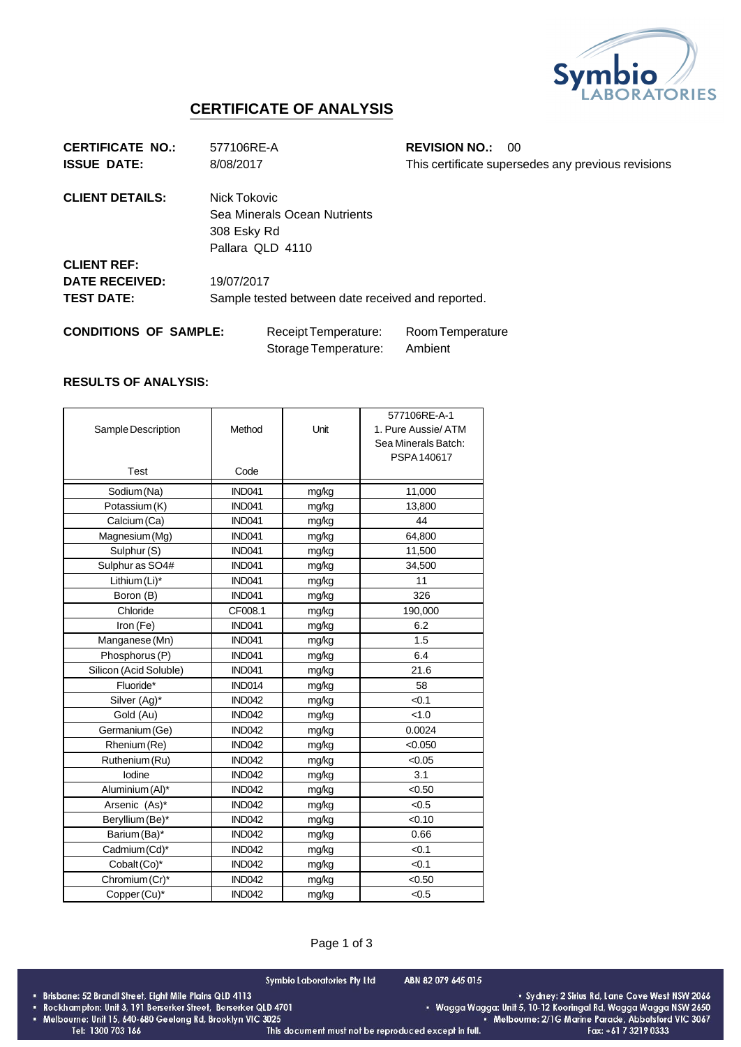# CERTIFICATE OF ANALYSIS

**CERTIFICATE NO.:** 577106RE-A  
**REVISION NO.:** 00  
**ISSUE DATE:** 8/08/2017  
This certificate supersedes any previous revisions

**CLIENT DETAILS:**  
Nick Tokovic  
Sea Minerals Ocean Nutrients  
308 Esky Rd  
Pallara QLD 4110

**CLIENT REF:**  
**DATE RECEIVED:** 19/07/2017  
**TEST DATE:** Sample tested between date received and reported.

**CONDITIONS OF SAMPLE:**  
Receipt Temperature: Room Temperature  
Storage Temperature: Ambient

**RESULTS OF ANALYSIS:**

| Sample Description / Test | Method Code | Unit | 577106RE-A-1 1. Pure Aussie/ ATM Sea Minerals Batch: PSPA140617 |
|---|---|---|---|
| Sodium (Na) | IND041 | mg/kg | 11,000 |
| Potassium (K) | IND041 | mg/kg | 13,800 |
| Calcium (Ca) | IND041 | mg/kg | 44 |
| Magnesium (Mg) | IND041 | mg/kg | 64,800 |
| Sulphur (S) | IND041 | mg/kg | 11,500 |
| Sulphur as SO4# | IND041 | mg/kg | 34,500 |
| Lithium (Li)* | IND041 | mg/kg | 11 |
| Boron (B) | IND041 | mg/kg | 326 |
| Chloride | CF008.1 | mg/kg | 190,000 |
| Iron (Fe) | IND041 | mg/kg | 6.2 |
| Manganese (Mn) | IND041 | mg/kg | 1.5 |
| Phosphorus (P) | IND041 | mg/kg | 6.4 |
| Silicon (Acid Soluble) | IND041 | mg/kg | 21.6 |
| Fluoride* | IND014 | mg/kg | 58 |
| Silver (Ag)* | IND042 | mg/kg | <0.1 |
| Gold (Au) | IND042 | mg/kg | <1.0 |
| Germanium (Ge) | IND042 | mg/kg | 0.0024 |
| Rhenium (Re) | IND042 | mg/kg | <0.050 |
| Ruthenium (Ru) | IND042 | mg/kg | <0.05 |
| Iodine | IND042 | mg/kg | 3.1 |
| Aluminium (Al)* | IND042 | mg/kg | <0.50 |
| Arsenic (As)* | IND042 | mg/kg | <0.5 |
| Beryllium (Be)* | IND042 | mg/kg | <0.10 |
| Barium (Ba)* | IND042 | mg/kg | 0.66 |
| Cadmium (Cd)* | IND042 | mg/kg | <0.1 |
| Cobalt (Co)* | IND042 | mg/kg | <0.1 |
| Chromium (Cr)* | IND042 | mg/kg | <0.50 |
| Copper (Cu)* | IND042 | mg/kg | <0.5 |

Symbio Laboratories Pty Ltd ABN 82 079 645 015

- Brisbane: 52 Brandl Street, Eight Mile Plains QLD 4113
- Rockhampton: Unit 3, 191 Berserker Street, Berserker QLD 4701
- Melbourne: Unit 15, 640-680 Geelong Rd, Brooklyn VIC 3025
- Sydney: 2 Sirius Rd, Lane Cove West NSW 2066
- Wagga Wagga: Unit 5, 10-12 Kooringal Rd, Wagga Wagga NSW 2650
- Melbourne: 2/1G Marine Parade, Abbotsford VIC 3067

Tel: 1300 703 166 This document must not be reproduced except in full. Fax: +61 7 3219 0333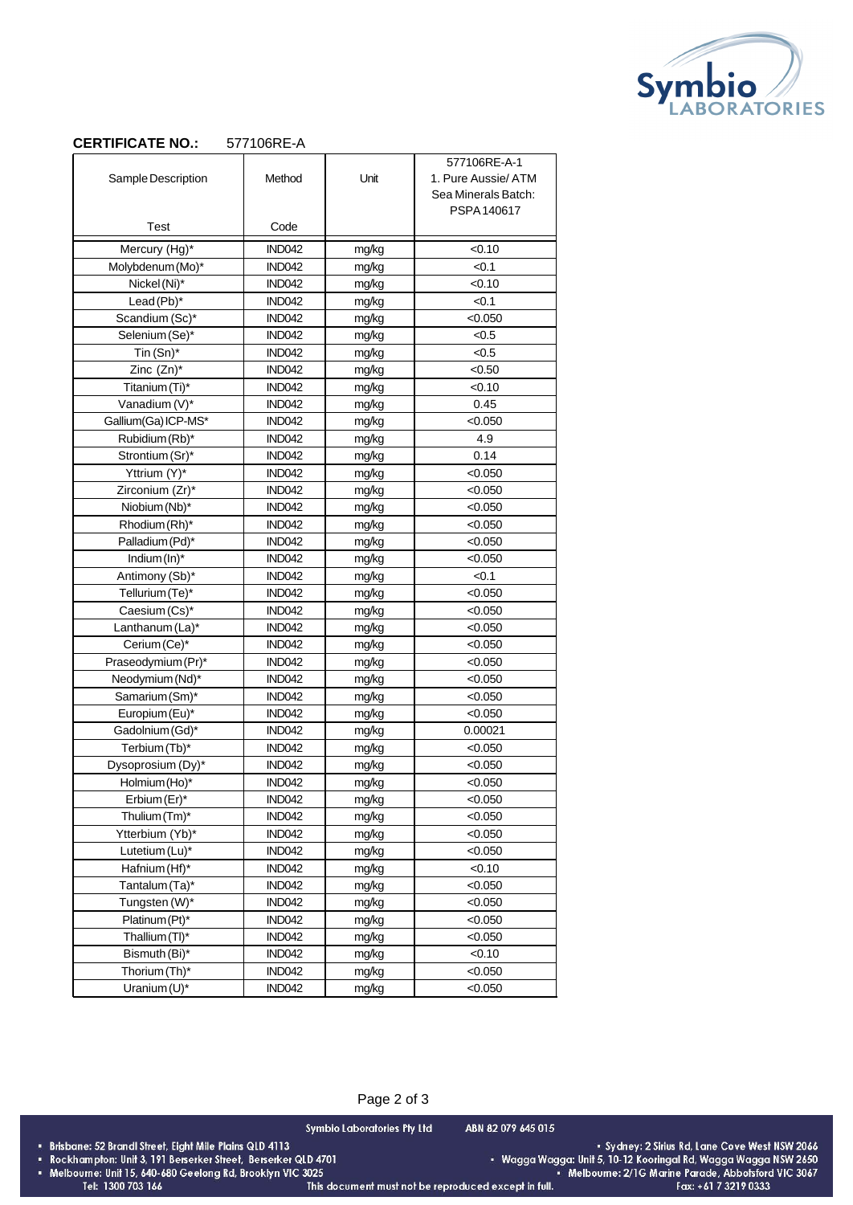**CERTIFICATE NO.:** 577106RE-A

| Sample Description<br><br>Test | Method<br><br>Code | Unit | 577106RE-A-1<br>1. Pure Aussie/ ATM Sea Minerals Batch: PSPA 140617 |
|---|---|---|---|
| Mercury (Hg)* | IND042 | mg/kg | <0.10 |
| Molybdenum (Mo)* | IND042 | mg/kg | <0.1 |
| Nickel (Ni)* | IND042 | mg/kg | <0.10 |
| Lead (Pb)* | IND042 | mg/kg | <0.1 |
| Scandium (Sc)* | IND042 | mg/kg | <0.050 |
| Selenium (Se)* | IND042 | mg/kg | <0.5 |
| Tin (Sn)* | IND042 | mg/kg | <0.5 |
| Zinc (Zn)* | IND042 | mg/kg | <0.50 |
| Titanium (Ti)* | IND042 | mg/kg | <0.10 |
| Vanadium (V)* | IND042 | mg/kg | 0.45 |
| Gallium(Ga) ICP-MS* | IND042 | mg/kg | <0.050 |
| Rubidium (Rb)* | IND042 | mg/kg | 4.9 |
| Strontium (Sr)* | IND042 | mg/kg | 0.14 |
| Yttrium (Y)* | IND042 | mg/kg | <0.050 |
| Zirconium (Zr)* | IND042 | mg/kg | <0.050 |
| Niobium (Nb)* | IND042 | mg/kg | <0.050 |
| Rhodium (Rh)* | IND042 | mg/kg | <0.050 |
| Palladium (Pd)* | IND042 | mg/kg | <0.050 |
| Indium (In)* | IND042 | mg/kg | <0.050 |
| Antimony (Sb)* | IND042 | mg/kg | <0.1 |
| Tellurium (Te)* | IND042 | mg/kg | <0.050 |
| Caesium (Cs)* | IND042 | mg/kg | <0.050 |
| Lanthanum (La)* | IND042 | mg/kg | <0.050 |
| Cerium (Ce)* | IND042 | mg/kg | <0.050 |
| Praseodymium (Pr)* | IND042 | mg/kg | <0.050 |
| Neodymium (Nd)* | IND042 | mg/kg | <0.050 |
| Samarium (Sm)* | IND042 | mg/kg | <0.050 |
| Europium (Eu)* | IND042 | mg/kg | <0.050 |
| Gadolnium (Gd)* | IND042 | mg/kg | 0.00021 |
| Terbium (Tb)* | IND042 | mg/kg | <0.050 |
| Dysoprosium (Dy)* | IND042 | mg/kg | <0.050 |
| Holmium (Ho)* | IND042 | mg/kg | <0.050 |
| Erbium (Er)* | IND042 | mg/kg | <0.050 |
| Thulium (Tm)* | IND042 | mg/kg | <0.050 |
| Ytterbium (Yb)* | IND042 | mg/kg | <0.050 |
| Lutetium (Lu)* | IND042 | mg/kg | <0.050 |
| Hafnium (Hf)* | IND042 | mg/kg | <0.10 |
| Tantalum (Ta)* | IND042 | mg/kg | <0.050 |
| Tungsten (W)* | IND042 | mg/kg | <0.050 |
| Platinum (Pt)* | IND042 | mg/kg | <0.050 |
| Thallium (Tl)* | IND042 | mg/kg | <0.050 |
| Bismuth (Bi)* | IND042 | mg/kg | <0.10 |
| Thorium (Th)* | IND042 | mg/kg | <0.050 |
| Uranium (U)* | IND042 | mg/kg | <0.050 |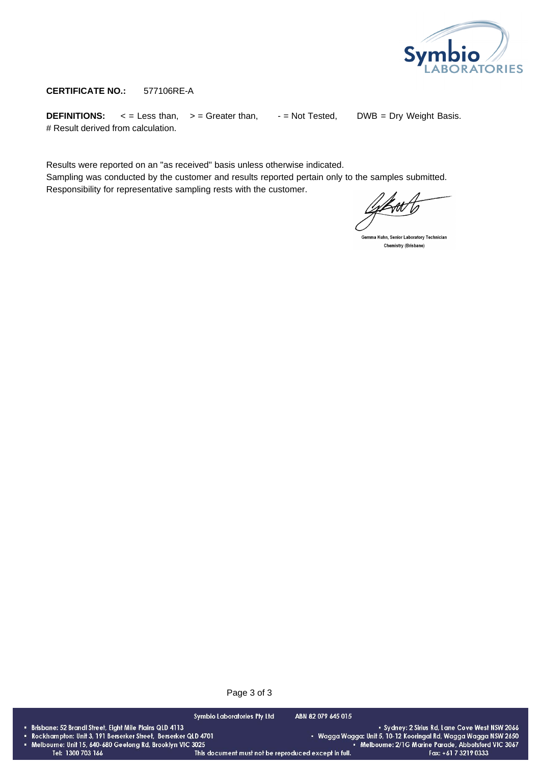**CERTIFICATE NO.:** 577106RE-A

**DEFINITIONS:** < = Less than, > = Greater than, - = Not Tested, DWB = Dry Weight Basis.
# Result derived from calculation.

Results were reported on an "as received" basis unless otherwise indicated.
Sampling was conducted by the customer and results reported pertain only to the samples submitted.
Responsibility for representative sampling rests with the customer.

Gemma Kuhn, Senior Laboratory Technician
Chemistry (Brisbane)